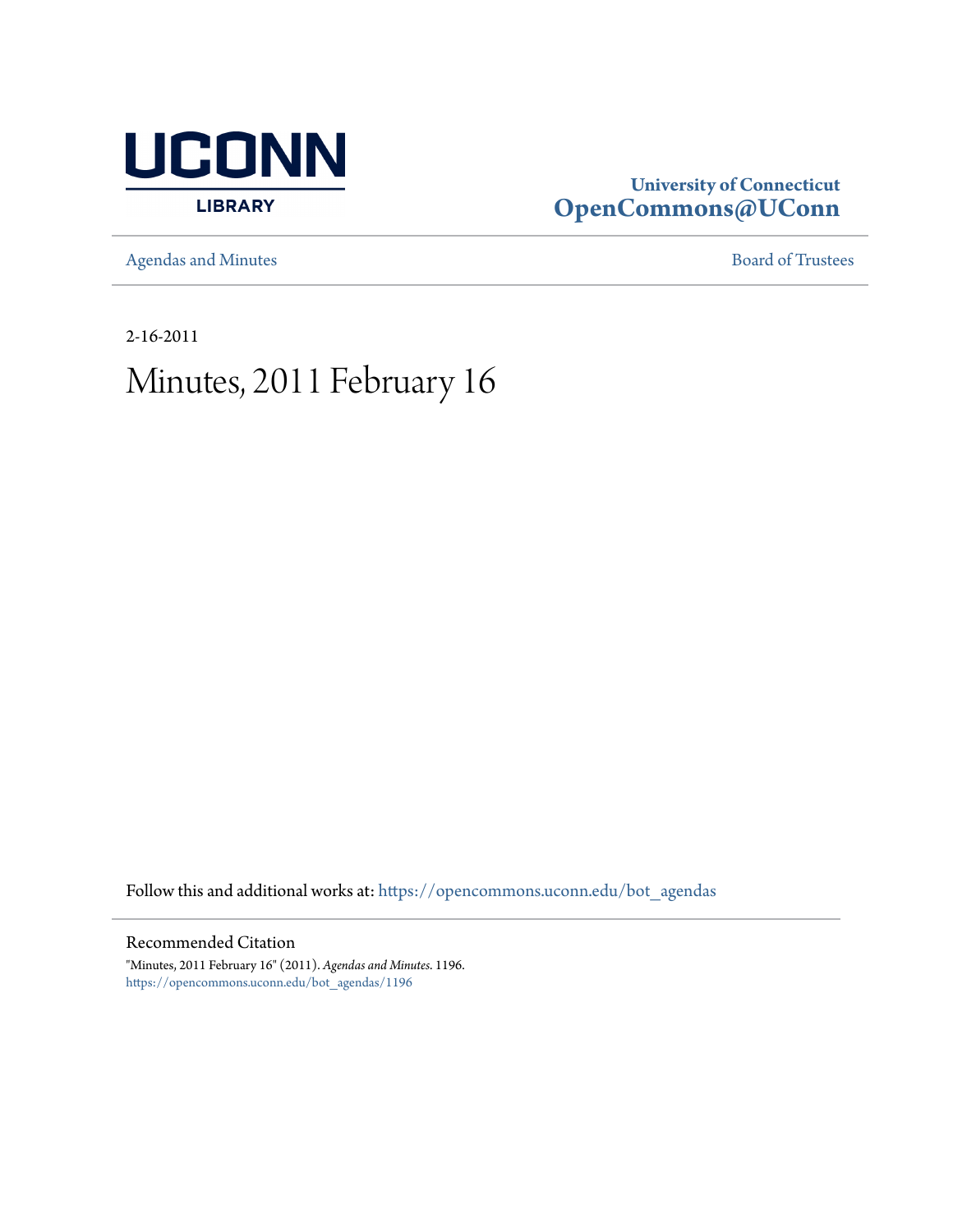UCONN LIBRARY

**University of Connecticut**
**OpenCommons@UConn**

Agendas and Minutes | Board of Trustees

2-16-2011

# Minutes, 2011 February 16

Follow this and additional works at: https://opencommons.uconn.edu/bot_agendas

## Recommended Citation

"Minutes, 2011 February 16" (2011). *Agendas and Minutes*. 1196.
https://opencommons.uconn.edu/bot_agendas/1196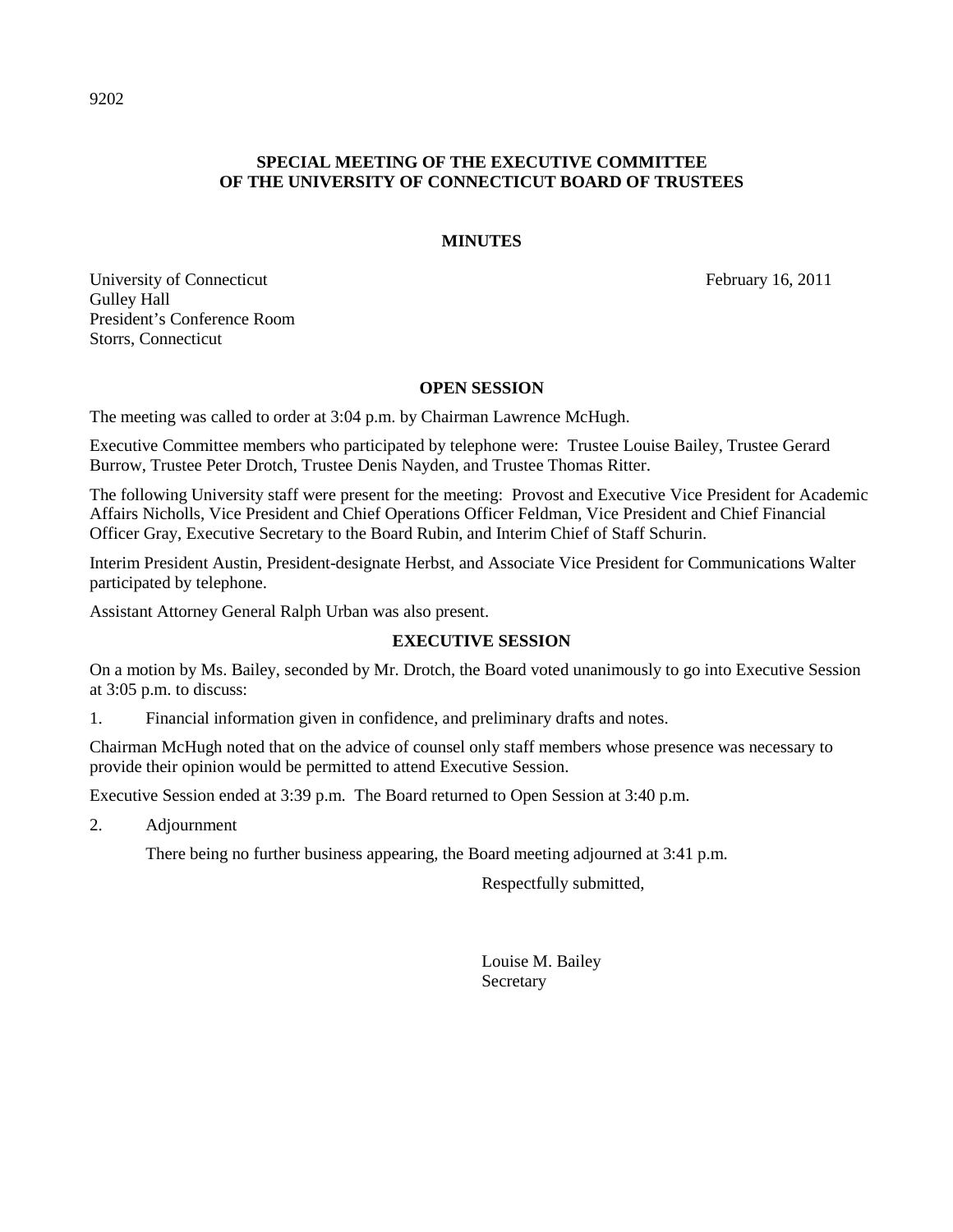**SPECIAL MEETING OF THE EXECUTIVE COMMITTEE OF THE UNIVERSITY OF CONNECTICUT BOARD OF TRUSTEES**

**MINUTES**

University of Connecticut
Gulley Hall
President's Conference Room
Storrs, Connecticut

February 16, 2011

**OPEN SESSION**

The meeting was called to order at 3:04 p.m. by Chairman Lawrence McHugh.

Executive Committee members who participated by telephone were: Trustee Louise Bailey, Trustee Gerard Burrow, Trustee Peter Drotch, Trustee Denis Nayden, and Trustee Thomas Ritter.

The following University staff were present for the meeting: Provost and Executive Vice President for Academic Affairs Nicholls, Vice President and Chief Operations Officer Feldman, Vice President and Chief Financial Officer Gray, Executive Secretary to the Board Rubin, and Interim Chief of Staff Schurin.

Interim President Austin, President-designate Herbst, and Associate Vice President for Communications Walter participated by telephone.

Assistant Attorney General Ralph Urban was also present.

**EXECUTIVE SESSION**

On a motion by Ms. Bailey, seconded by Mr. Drotch, the Board voted unanimously to go into Executive Session at 3:05 p.m. to discuss:

1. Financial information given in confidence, and preliminary drafts and notes.

Chairman McHugh noted that on the advice of counsel only staff members whose presence was necessary to provide their opinion would be permitted to attend Executive Session.

Executive Session ended at 3:39 p.m. The Board returned to Open Session at 3:40 p.m.

2. Adjournment

   There being no further business appearing, the Board meeting adjourned at 3:41 p.m.

Respectfully submitted,

Louise M. Bailey
Secretary